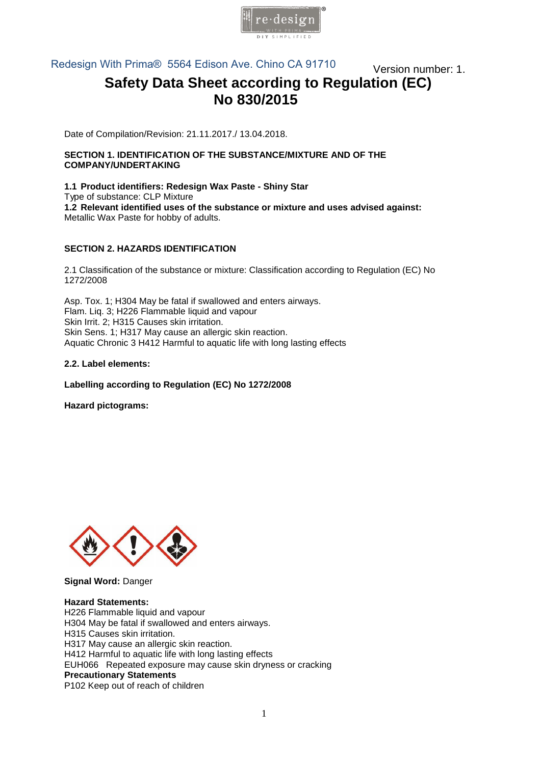Redesign With Prima® 5564 Edison Ave. Chino CA 91710

Version number: 1.

# Safety Data Sheet according to Regulation (EC) No 830/2015

Date of Compilation/Revision: 21.11.2017./ 13.04.2018.

## SECTION 1. IDENTIFICATION OF THE SUBSTANCE/MIXTURE AND OF THE COMPANY/UNDERTAKING

**1.1 Product identifiers: Redesign Wax Paste - Shiny Star**
Type of substance: CLP Mixture
**1.2 Relevant identified uses of the substance or mixture and uses advised against:**
Metallic Wax Paste for hobby of adults.

## SECTION 2. HAZARDS IDENTIFICATION

2.1 Classification of the substance or mixture: Classification according to Regulation (EC) No 1272/2008

Asp. Tox. 1; H304 May be fatal if swallowed and enters airways.
Flam. Liq. 3; H226 Flammable liquid and vapour
Skin Irrit. 2; H315 Causes skin irritation.
Skin Sens. 1; H317 May cause an allergic skin reaction.
Aquatic Chronic 3 H412 Harmful to aquatic life with long lasting effects

**2.2. Label elements:**

**Labelling according to Regulation (EC) No 1272/2008**

**Hazard pictograms:**

**Signal Word:** Danger

**Hazard Statements:**
H226 Flammable liquid and vapour
H304 May be fatal if swallowed and enters airways.
H315 Causes skin irritation.
H317 May cause an allergic skin reaction.
H412 Harmful to aquatic life with long lasting effects
EUH066 Repeated exposure may cause skin dryness or cracking
**Precautionary Statements**
P102 Keep out of reach of children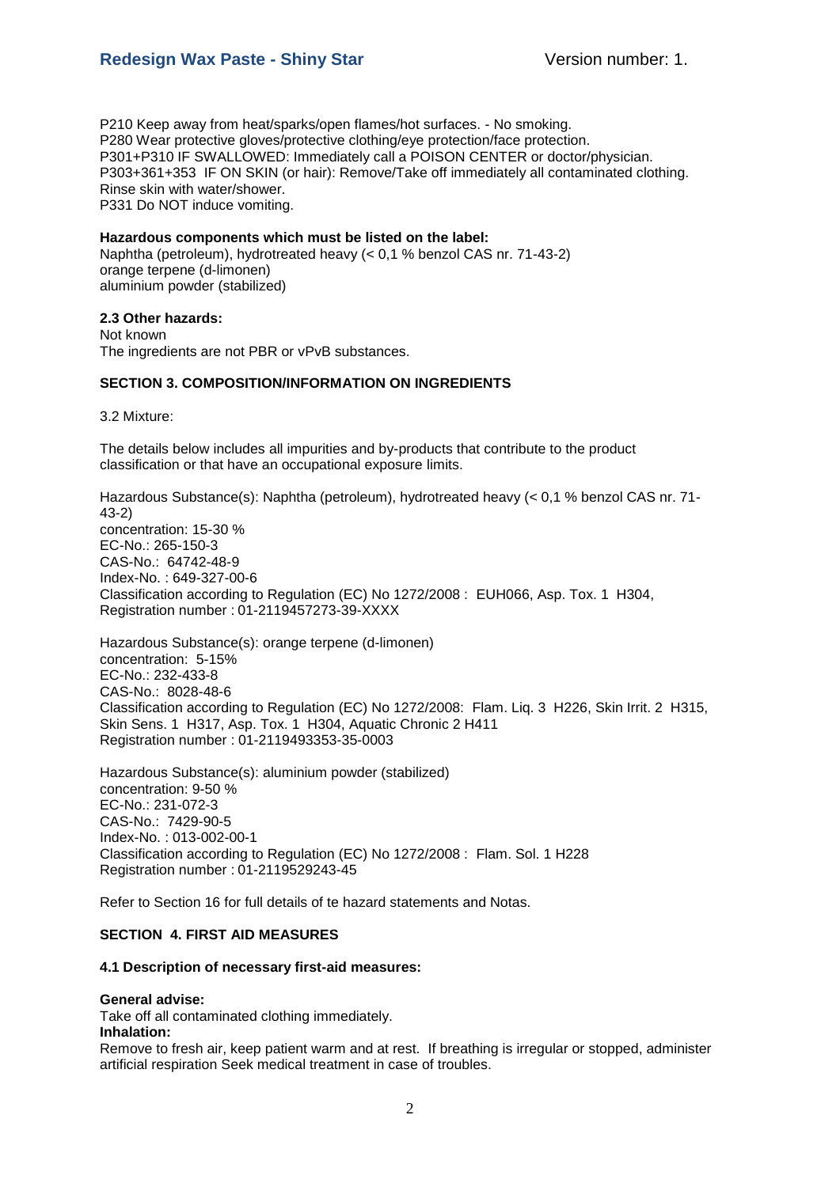P210 Keep away from heat/sparks/open flames/hot surfaces. - No smoking.
P280 Wear protective gloves/protective clothing/eye protection/face protection.
P301+P310 IF SWALLOWED: Immediately call a POISON CENTER or doctor/physician.
P303+361+353 IF ON SKIN (or hair): Remove/Take off immediately all contaminated clothing. Rinse skin with water/shower.
P331 Do NOT induce vomiting.

**Hazardous components which must be listed on the label:**
Naphtha (petroleum), hydrotreated heavy (< 0,1 % benzol CAS nr. 71-43-2)
orange terpene (d-limonen)
aluminium powder (stabilized)

**2.3 Other hazards:**
Not known
The ingredients are not PBR or vPvB substances.

## SECTION 3. COMPOSITION/INFORMATION ON INGREDIENTS

3.2 Mixture:

The details below includes all impurities and by-products that contribute to the product classification or that have an occupational exposure limits.

Hazardous Substance(s): Naphtha (petroleum), hydrotreated heavy (< 0,1 % benzol CAS nr. 71-43-2)
concentration: 15-30 %
EC-No.: 265-150-3
CAS-No.: 64742-48-9
Index-No. : 649-327-00-6
Classification according to Regulation (EC) No 1272/2008 : EUH066, Asp. Tox. 1 H304,
Registration number : 01-2119457273-39-XXXX

Hazardous Substance(s): orange terpene (d-limonen)
concentration: 5-15%
EC-No.: 232-433-8
CAS-No.: 8028-48-6
Classification according to Regulation (EC) No 1272/2008: Flam. Liq. 3 H226, Skin Irrit. 2 H315, Skin Sens. 1 H317, Asp. Tox. 1 H304, Aquatic Chronic 2 H411
Registration number : 01-2119493353-35-0003

Hazardous Substance(s): aluminium powder (stabilized)
concentration: 9-50 %
EC-No.: 231-072-3
CAS-No.: 7429-90-5
Index-No. : 013-002-00-1
Classification according to Regulation (EC) No 1272/2008 : Flam. Sol. 1 H228
Registration number : 01-2119529243-45

Refer to Section 16 for full details of te hazard statements and Notas.

## SECTION 4. FIRST AID MEASURES

### 4.1 Description of necessary first-aid measures:

**General advise:**
Take off all contaminated clothing immediately.
**Inhalation:**
Remove to fresh air, keep patient warm and at rest. If breathing is irregular or stopped, administer artificial respiration Seek medical treatment in case of troubles.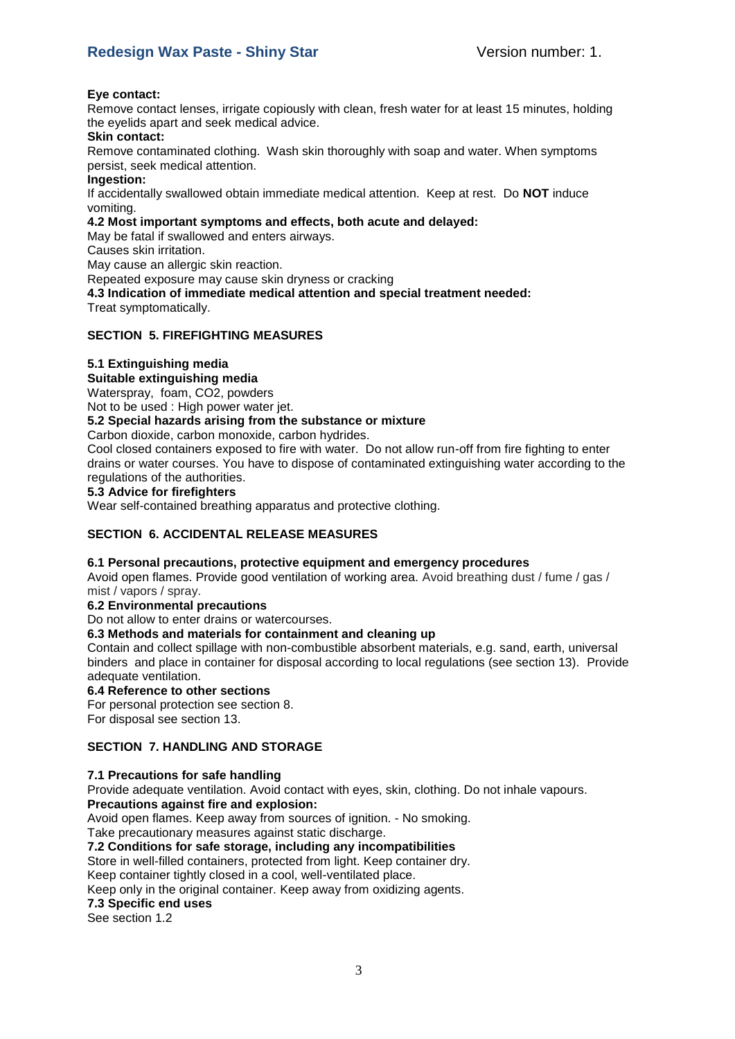**Eye contact:**

Remove contact lenses, irrigate copiously with clean, fresh water for at least 15 minutes, holding the eyelids apart and seek medical advice.

**Skin contact:**

Remove contaminated clothing. Wash skin thoroughly with soap and water. When symptoms persist, seek medical attention.

**Ingestion:**

If accidentally swallowed obtain immediate medical attention. Keep at rest. Do **NOT** induce vomiting.

**4.2 Most important symptoms and effects, both acute and delayed:**

May be fatal if swallowed and enters airways.
Causes skin irritation.
May cause an allergic skin reaction.
Repeated exposure may cause skin dryness or cracking

**4.3 Indication of immediate medical attention and special treatment needed:**

Treat symptomatically.

## SECTION 5. FIREFIGHTING MEASURES

**5.1 Extinguishing media**

**Suitable extinguishing media**

Waterspray, foam, $CO_2$, powders
Not to be used : High power water jet.

**5.2 Special hazards arising from the substance or mixture**

Carbon dioxide, carbon monoxide, carbon hydrides.
Cool closed containers exposed to fire with water. Do not allow run-off from fire fighting to enter drains or water courses. You have to dispose of contaminated extinguishing water according to the regulations of the authorities.

**5.3 Advice for firefighters**

Wear self-contained breathing apparatus and protective clothing.

## SECTION 6. ACCIDENTAL RELEASE MEASURES

**6.1 Personal precautions, protective equipment and emergency procedures**

Avoid open flames. Provide good ventilation of working area. Avoid breathing dust / fume / gas / mist / vapors / spray.

**6.2 Environmental precautions**

Do not allow to enter drains or watercourses.

**6.3 Methods and materials for containment and cleaning up**

Contain and collect spillage with non-combustible absorbent materials, e.g. sand, earth, universal binders and place in container for disposal according to local regulations (see section 13). Provide adequate ventilation.

**6.4 Reference to other sections**

For personal protection see section 8.
For disposal see section 13.

## SECTION 7. HANDLING AND STORAGE

**7.1 Precautions for safe handling**

Provide adequate ventilation. Avoid contact with eyes, skin, clothing. Do not inhale vapours.

**Precautions against fire and explosion:**

Avoid open flames. Keep away from sources of ignition. - No smoking.
Take precautionary measures against static discharge.

**7.2 Conditions for safe storage, including any incompatibilities**

Store in well-filled containers, protected from light. Keep container dry.
Keep container tightly closed in a cool, well-ventilated place.
Keep only in the original container. Keep away from oxidizing agents.

**7.3 Specific end uses**

See section 1.2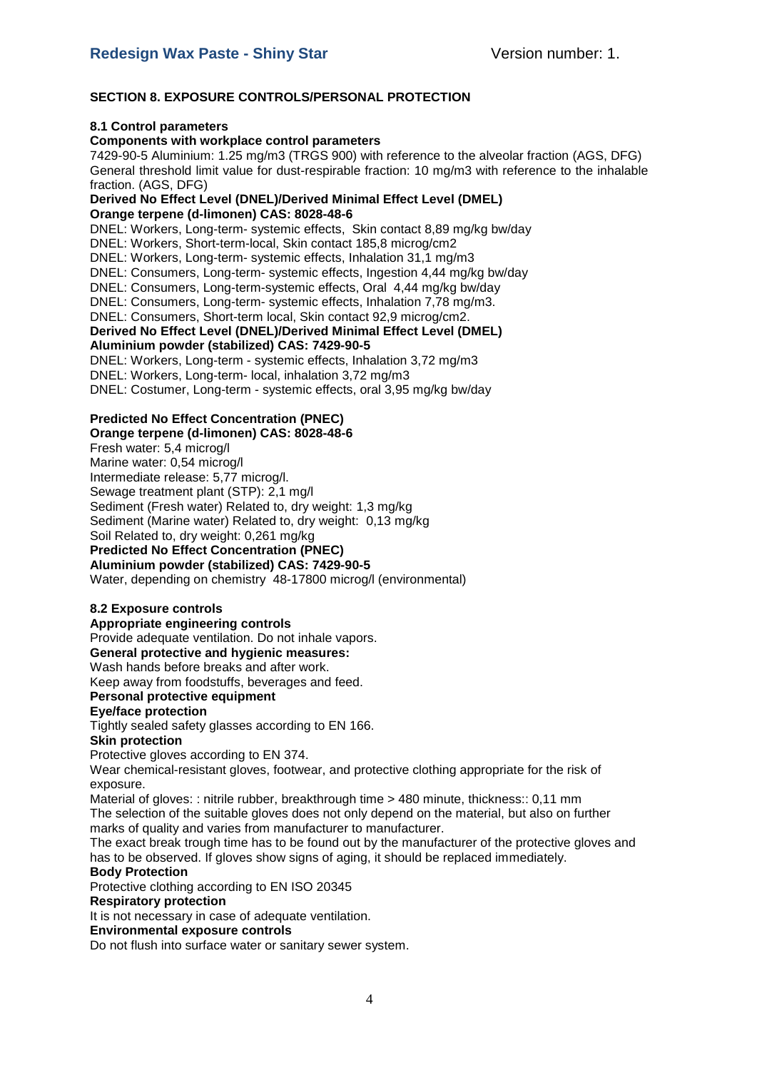## SECTION 8. EXPOSURE CONTROLS/PERSONAL PROTECTION

### 8.1 Control parameters

**Components with workplace control parameters**

7429-90-5 Aluminium: 1.25 mg/m3 (TRGS 900) with reference to the alveolar fraction (AGS, DFG)
General threshold limit value for dust-respirable fraction: 10 mg/m3 with reference to the inhalable fraction. (AGS, DFG)

**Derived No Effect Level (DNEL)/Derived Minimal Effect Level (DMEL)**
**Orange terpene (d-limonen) CAS: 8028-48-6**

DNEL: Workers, Long-term- systemic effects, Skin contact 8,89 mg/kg bw/day
DNEL: Workers, Short-term-local, Skin contact 185,8 microg/cm2
DNEL: Workers, Long-term- systemic effects, Inhalation 31,1 mg/m3
DNEL: Consumers, Long-term- systemic effects, Ingestion 4,44 mg/kg bw/day
DNEL: Consumers, Long-term-systemic effects, Oral 4,44 mg/kg bw/day
DNEL: Consumers, Long-term- systemic effects, Inhalation 7,78 mg/m3.
DNEL: Consumers, Short-term local, Skin contact 92,9 microg/cm2.

**Derived No Effect Level (DNEL)/Derived Minimal Effect Level (DMEL)**
**Aluminium powder (stabilized) CAS: 7429-90-5**

DNEL: Workers, Long-term - systemic effects, Inhalation 3,72 mg/m3
DNEL: Workers, Long-term- local, inhalation 3,72 mg/m3
DNEL: Costumer, Long-term - systemic effects, oral 3,95 mg/kg bw/day

**Predicted No Effect Concentration (PNEC)**
**Orange terpene (d-limonen) CAS: 8028-48-6**

Fresh water: 5,4 microg/l
Marine water: 0,54 microg/l
Intermediate release: 5,77 microg/l.
Sewage treatment plant (STP): 2,1 mg/l
Sediment (Fresh water) Related to, dry weight: 1,3 mg/kg
Sediment (Marine water) Related to, dry weight: 0,13 mg/kg
Soil Related to, dry weight: 0,261 mg/kg

**Predicted No Effect Concentration (PNEC)**
**Aluminium powder (stabilized) CAS: 7429-90-5**

Water, depending on chemistry 48-17800 microg/l (environmental)

### 8.2 Exposure controls

**Appropriate engineering controls**

Provide adequate ventilation. Do not inhale vapors.

**General protective and hygienic measures:**

Wash hands before breaks and after work.
Keep away from foodstuffs, beverages and feed.

**Personal protective equipment**

**Eye/face protection**

Tightly sealed safety glasses according to EN 166.

**Skin protection**

Protective gloves according to EN 374.
Wear chemical-resistant gloves, footwear, and protective clothing appropriate for the risk of exposure.
Material of gloves: : nitrile rubber, breakthrough time > 480 minute, thickness:: 0,11 mm
The selection of the suitable gloves does not only depend on the material, but also on further marks of quality and varies from manufacturer to manufacturer.
The exact break trough time has to be found out by the manufacturer of the protective gloves and has to be observed. If gloves show signs of aging, it should be replaced immediately.

**Body Protection**

Protective clothing according to EN ISO 20345

**Respiratory protection**

It is not necessary in case of adequate ventilation.

**Environmental exposure controls**

Do not flush into surface water or sanitary sewer system.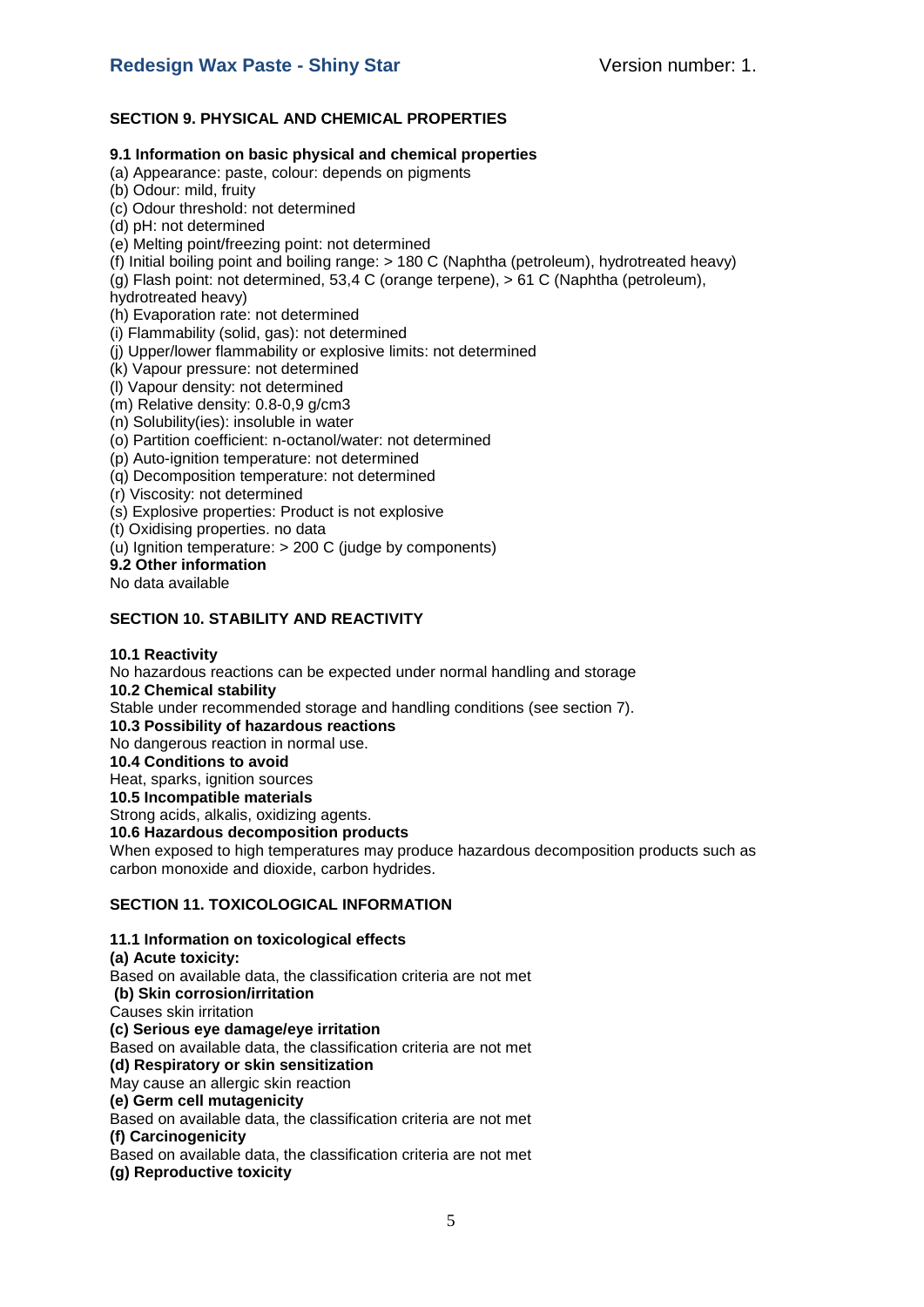## SECTION 9. PHYSICAL AND CHEMICAL PROPERTIES

### 9.1 Information on basic physical and chemical properties

(a) Appearance: paste, colour: depends on pigments
(b) Odour: mild, fruity
(c) Odour threshold: not determined
(d) pH: not determined
(e) Melting point/freezing point: not determined
(f) Initial boiling point and boiling range: > 180 C (Naphtha (petroleum), hydrotreated heavy)
(g) Flash point: not determined, 53,4 C (orange terpene), > 61 C (Naphtha (petroleum), hydrotreated heavy)
(h) Evaporation rate: not determined
(i) Flammability (solid, gas): not determined
(j) Upper/lower flammability or explosive limits: not determined
(k) Vapour pressure: not determined
(l) Vapour density: not determined
(m) Relative density: 0.8-0,9 g/cm3
(n) Solubility(ies): insoluble in water
(o) Partition coefficient: n-octanol/water: not determined
(p) Auto-ignition temperature: not determined
(q) Decomposition temperature: not determined
(r) Viscosity: not determined
(s) Explosive properties: Product is not explosive
(t) Oxidising properties. no data
(u) Ignition temperature: > 200 C (judge by components)

### 9.2 Other information

No data available

## SECTION 10. STABILITY AND REACTIVITY

### 10.1 Reactivity

No hazardous reactions can be expected under normal handling and storage

### 10.2 Chemical stability

Stable under recommended storage and handling conditions (see section 7).

### 10.3 Possibility of hazardous reactions

No dangerous reaction in normal use.

### 10.4 Conditions to avoid

Heat, sparks, ignition sources

### 10.5 Incompatible materials

Strong acids, alkalis, oxidizing agents.

### 10.6 Hazardous decomposition products

When exposed to high temperatures may produce hazardous decomposition products such as carbon monoxide and dioxide, carbon hydrides.

## SECTION 11. TOXICOLOGICAL INFORMATION

### 11.1 Information on toxicological effects

**(a) Acute toxicity:**
Based on available data, the classification criteria are not met

**(b) Skin corrosion/irritation**
Causes skin irritation

**(c) Serious eye damage/eye irritation**
Based on available data, the classification criteria are not met

**(d) Respiratory or skin sensitization**
May cause an allergic skin reaction

**(e) Germ cell mutagenicity**
Based on available data, the classification criteria are not met

**(f) Carcinogenicity**
Based on available data, the classification criteria are not met

**(g) Reproductive toxicity**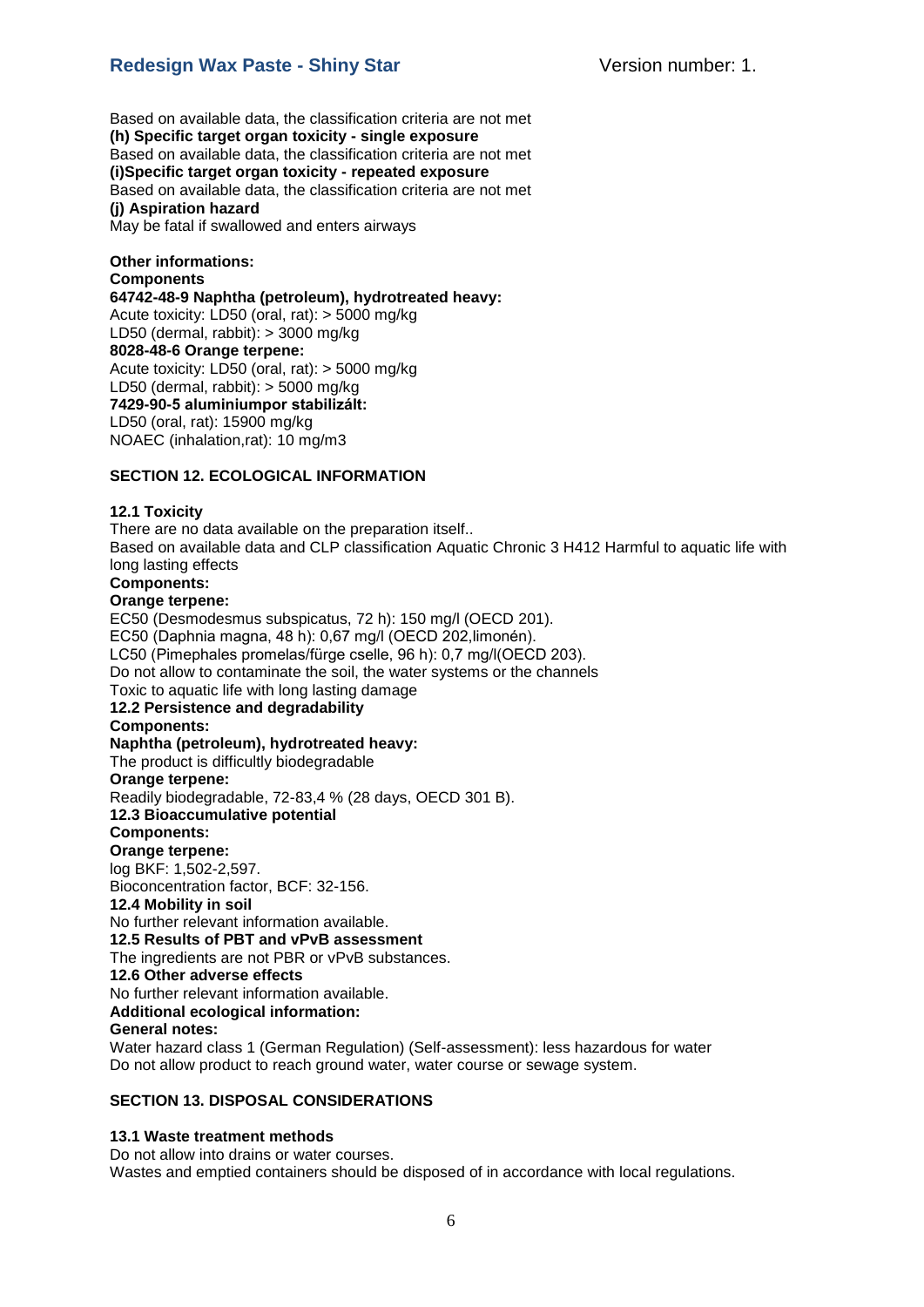Based on available data, the classification criteria are not met

**(h) Specific target organ toxicity - single exposure**

Based on available data, the classification criteria are not met

**(i)Specific target organ toxicity - repeated exposure**

Based on available data, the classification criteria are not met

**(j) Aspiration hazard**

May be fatal if swallowed and enters airways

**Other informations:**

**Components**

**64742-48-9 Naphtha (petroleum), hydrotreated heavy:**

Acute toxicity: LD50 (oral, rat): > 5000 mg/kg

LD50 (dermal, rabbit): > 3000 mg/kg

**8028-48-6 Orange terpene:**

Acute toxicity: LD50 (oral, rat): > 5000 mg/kg

LD50 (dermal, rabbit): > 5000 mg/kg

**7429-90-5 aluminiumpor stabilizált:**

LD50 (oral, rat): 15900 mg/kg

NOAEC (inhalation,rat): 10 mg/m3

## SECTION 12. ECOLOGICAL INFORMATION

**12.1 Toxicity**

There are no data available on the preparation itself..

Based on available data and CLP classification Aquatic Chronic 3 H412 Harmful to aquatic life with long lasting effects

**Components:**

**Orange terpene:**

EC50 (Desmodesmus subspicatus, 72 h): 150 mg/l (OECD 201).

EC50 (Daphnia magna, 48 h): 0,67 mg/l (OECD 202,limonén).

LC50 (Pimephales promelas/fürge cselle, 96 h): 0,7 mg/l(OECD 203).

Do not allow to contaminate the soil, the water systems or the channels

Toxic to aquatic life with long lasting damage

**12.2 Persistence and degradability**

**Components:**

**Naphtha (petroleum), hydrotreated heavy:**

The product is difficultly biodegradable

**Orange terpene:**

Readily biodegradable, 72-83,4 % (28 days, OECD 301 B).

**12.3 Bioaccumulative potential**

**Components:**

**Orange terpene:**

log BKF: 1,502-2,597.

Bioconcentration factor, BCF: 32-156.

**12.4 Mobility in soil**

No further relevant information available.

**12.5 Results of PBT and vPvB assessment**

The ingredients are not PBR or vPvB substances.

**12.6 Other adverse effects**

No further relevant information available.

**Additional ecological information:**

**General notes:**

Water hazard class 1 (German Regulation) (Self-assessment): less hazardous for water

Do not allow product to reach ground water, water course or sewage system.

## SECTION 13. DISPOSAL CONSIDERATIONS

**13.1 Waste treatment methods**

Do not allow into drains or water courses.

Wastes and emptied containers should be disposed of in accordance with local regulations.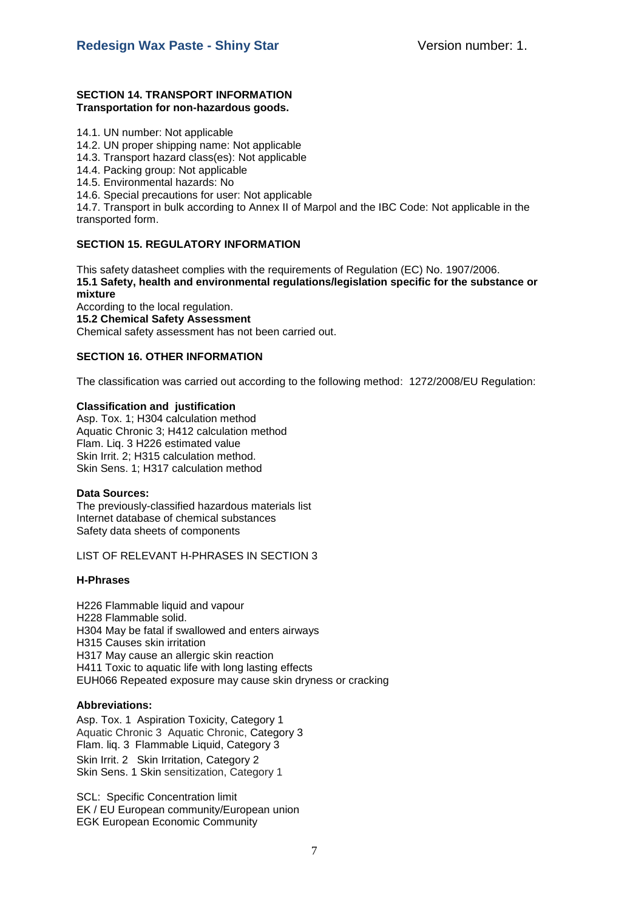## SECTION 14. TRANSPORT INFORMATION

**Transportation for non-hazardous goods.**

14.1. UN number: Not applicable
14.2. UN proper shipping name: Not applicable
14.3. Transport hazard class(es): Not applicable
14.4. Packing group: Not applicable
14.5. Environmental hazards: No
14.6. Special precautions for user: Not applicable
14.7. Transport in bulk according to Annex II of Marpol and the IBC Code: Not applicable in the transported form.

## SECTION 15. REGULATORY INFORMATION

This safety datasheet complies with the requirements of Regulation (EC) No. 1907/2006.

**15.1 Safety, health and environmental regulations/legislation specific for the substance or mixture**

According to the local regulation.

**15.2 Chemical Safety Assessment**

Chemical safety assessment has not been carried out.

## SECTION 16. OTHER INFORMATION

The classification was carried out according to the following method: 1272/2008/EU Regulation:

**Classification and justification**

Asp. Tox. 1; H304 calculation method
Aquatic Chronic 3; H412 calculation method
Flam. Liq. 3 H226 estimated value
Skin Irrit. 2; H315 calculation method.
Skin Sens. 1; H317 calculation method

**Data Sources:**

The previously-classified hazardous materials list
Internet database of chemical substances
Safety data sheets of components

LIST OF RELEVANT H-PHRASES IN SECTION 3

**H-Phrases**

H226 Flammable liquid and vapour
H228 Flammable solid.
H304 May be fatal if swallowed and enters airways
H315 Causes skin irritation
H317 May cause an allergic skin reaction
H411 Toxic to aquatic life with long lasting effects
EUH066 Repeated exposure may cause skin dryness or cracking

**Abbreviations:**

Asp. Tox. 1 Aspiration Toxicity, Category 1
Aquatic Chronic 3 Aquatic Chronic, Category 3
Flam. liq. 3 Flammable Liquid, Category 3
Skin Irrit. 2 Skin Irritation, Category 2
Skin Sens. 1 Skin sensitization, Category 1

SCL: Specific Concentration limit
EK / EU European community/European union
EGK European Economic Community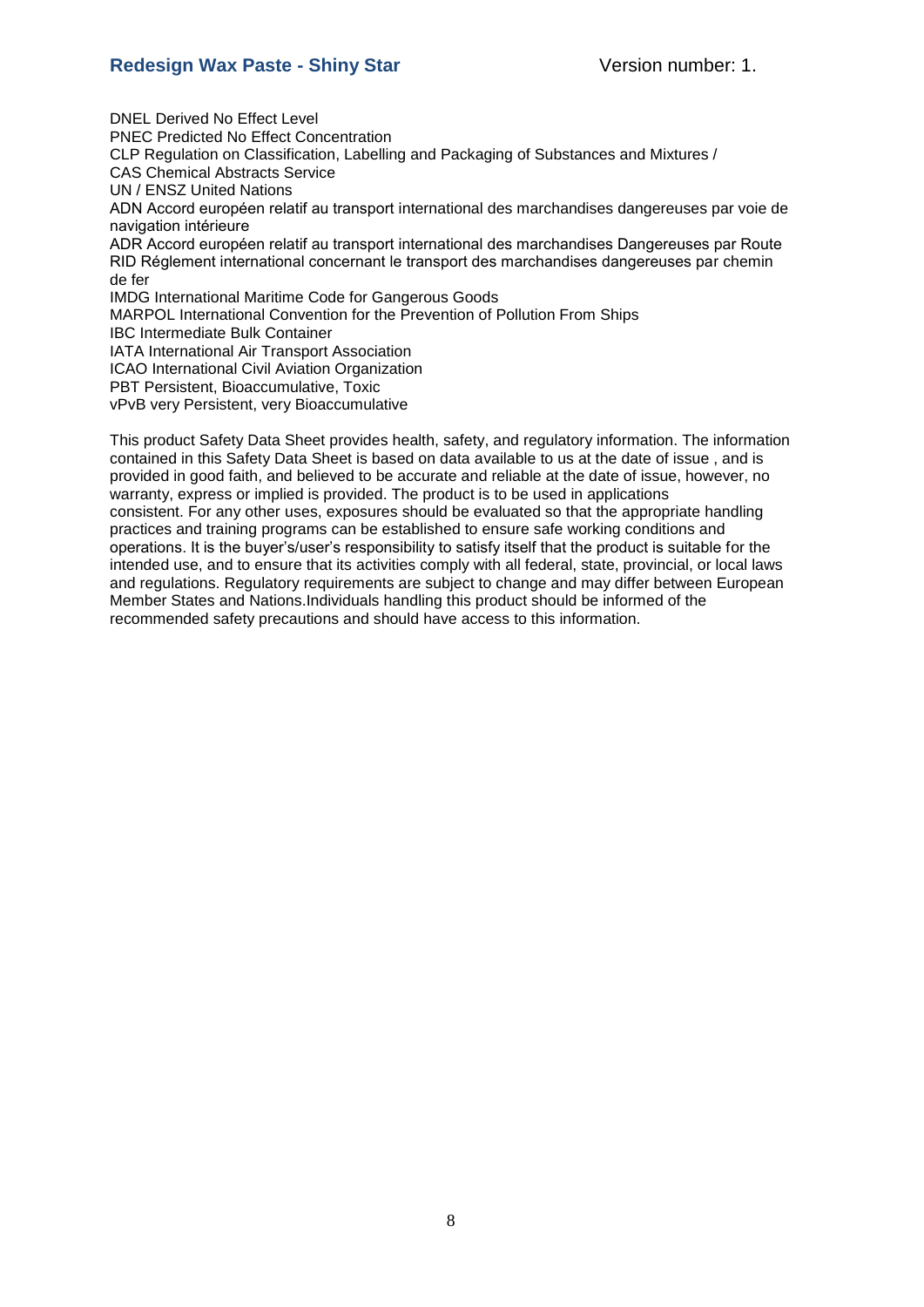DNEL Derived No Effect Level
PNEC Predicted No Effect Concentration
CLP Regulation on Classification, Labelling and Packaging of Substances and Mixtures /
CAS Chemical Abstracts Service
UN / ENSZ United Nations
ADN Accord européen relatif au transport international des marchandises dangereuses par voie de navigation intérieure
ADR Accord européen relatif au transport international des marchandises Dangereuses par Route
RID Réglement international concernant le transport des marchandises dangereuses par chemin de fer
IMDG International Maritime Code for Gangerous Goods
MARPOL International Convention for the Prevention of Pollution From Ships
IBC Intermediate Bulk Container
IATA International Air Transport Association
ICAO International Civil Aviation Organization
PBT Persistent, Bioaccumulative, Toxic
vPvB very Persistent, very Bioaccumulative

This product Safety Data Sheet provides health, safety, and regulatory information. The information contained in this Safety Data Sheet is based on data available to us at the date of issue , and is provided in good faith, and believed to be accurate and reliable at the date of issue, however, no warranty, express or implied is provided. The product is to be used in applications consistent. For any other uses, exposures should be evaluated so that the appropriate handling practices and training programs can be established to ensure safe working conditions and operations. It is the buyer's/user's responsibility to satisfy itself that the product is suitable for the intended use, and to ensure that its activities comply with all federal, state, provincial, or local laws and regulations. Regulatory requirements are subject to change and may differ between European Member States and Nations.Individuals handling this product should be informed of the recommended safety precautions and should have access to this information.